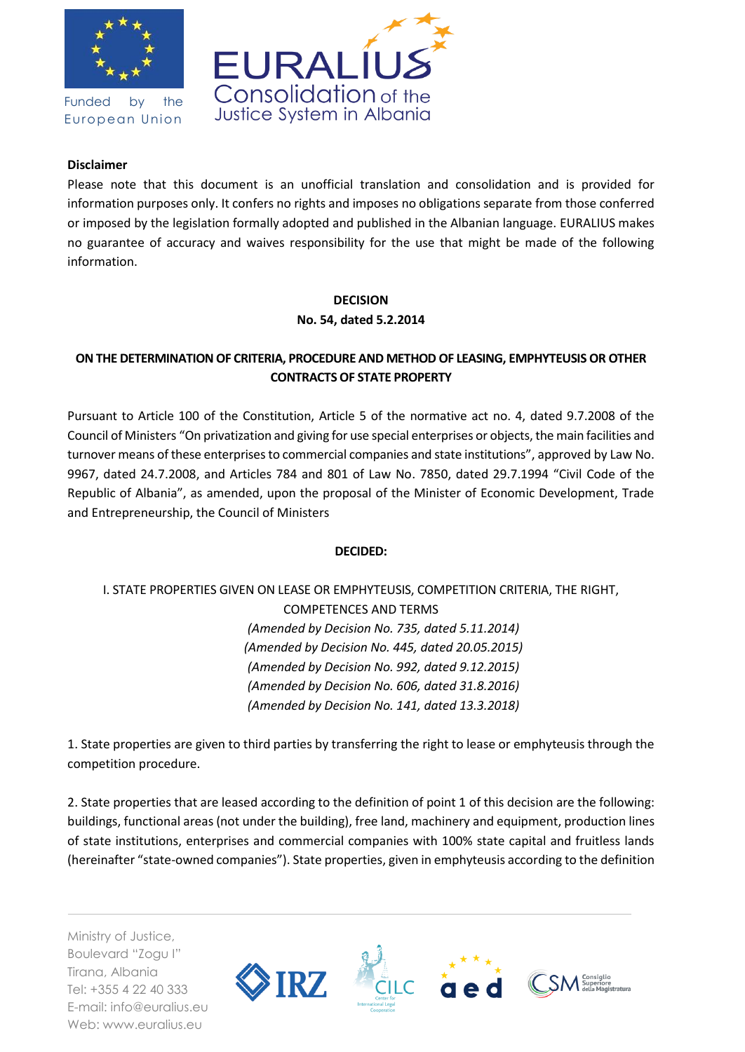Funded by the European Union

EURALIUS
Consolidation of the Justice System in Albania

**Disclaimer**

Please note that this document is an unofficial translation and consolidation and is provided for information purposes only. It confers no rights and imposes no obligations separate from those conferred or imposed by the legislation formally adopted and published in the Albanian language. EURALIUS makes no guarantee of accuracy and waives responsibility for the use that might be made of the following information.

**DECISION**
**No. 54, dated 5.2.2014**

**ON THE DETERMINATION OF CRITERIA, PROCEDURE AND METHOD OF LEASING, EMPHYTEUSIS OR OTHER CONTRACTS OF STATE PROPERTY**

Pursuant to Article 100 of the Constitution, Article 5 of the normative act no. 4, dated 9.7.2008 of the Council of Ministers "On privatization and giving for use special enterprises or objects, the main facilities and turnover means of these enterprises to commercial companies and state institutions", approved by Law No. 9967, dated 24.7.2008, and Articles 784 and 801 of Law No. 7850, dated 29.7.1994 "Civil Code of the Republic of Albania", as amended, upon the proposal of the Minister of Economic Development, Trade and Entrepreneurship, the Council of Ministers

**DECIDED:**

I. STATE PROPERTIES GIVEN ON LEASE OR EMPHYTEUSIS, COMPETITION CRITERIA, THE RIGHT, COMPETENCES AND TERMS

*(Amended by Decision No. 735, dated 5.11.2014)*
*(Amended by Decision No. 445, dated 20.05.2015)*
*(Amended by Decision No. 992, dated 9.12.2015)*
*(Amended by Decision No. 606, dated 31.8.2016)*
*(Amended by Decision No. 141, dated 13.3.2018)*

1. State properties are given to third parties by transferring the right to lease or emphyteusis through the competition procedure.

2. State properties that are leased according to the definition of point 1 of this decision are the following: buildings, functional areas (not under the building), free land, machinery and equipment, production lines of state institutions, enterprises and commercial companies with 100% state capital and fruitless lands (hereinafter "state-owned companies"). State properties, given in emphyteusis according to the definition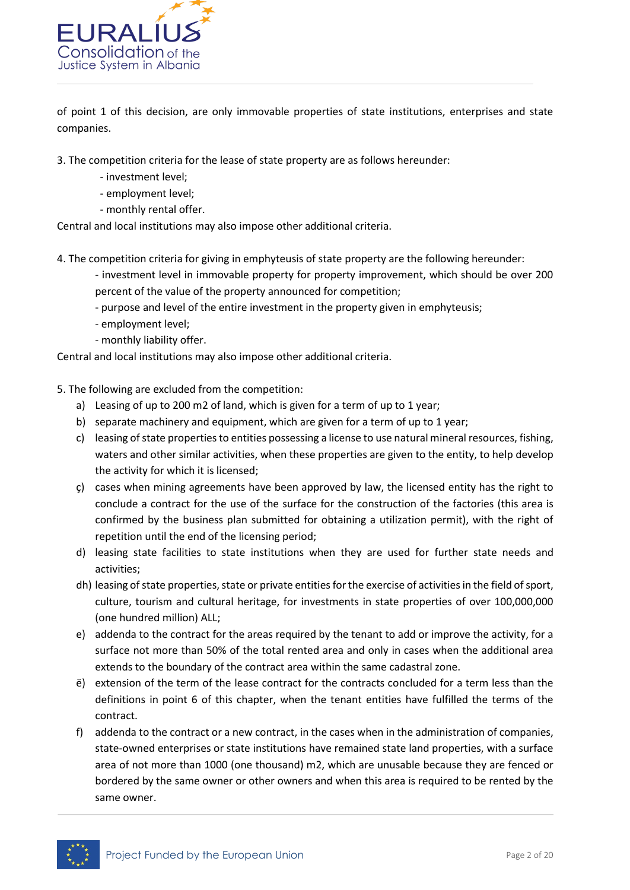of point 1 of this decision, are only immovable properties of state institutions, enterprises and state companies.

3. The competition criteria for the lease of state property are as follows hereunder:
   - investment level;
   - employment level;
   - monthly rental offer.

Central and local institutions may also impose other additional criteria.

4. The competition criteria for giving in emphyteusis of state property are the following hereunder:
   - investment level in immovable property for property improvement, which should be over 200 percent of the value of the property announced for competition;
   - purpose and level of the entire investment in the property given in emphyteusis;
   - employment level;
   - monthly liability offer.

Central and local institutions may also impose other additional criteria.

5. The following are excluded from the competition:
   a) Leasing of up to 200 m2 of land, which is given for a term of up to 1 year;
   b) separate machinery and equipment, which are given for a term of up to 1 year;
   c) leasing of state properties to entities possessing a license to use natural mineral resources, fishing, waters and other similar activities, when these properties are given to the entity, to help develop the activity for which it is licensed;
   ç) cases when mining agreements have been approved by law, the licensed entity has the right to conclude a contract for the use of the surface for the construction of the factories (this area is confirmed by the business plan submitted for obtaining a utilization permit), with the right of repetition until the end of the licensing period;
   d) leasing state facilities to state institutions when they are used for further state needs and activities;
   dh) leasing of state properties, state or private entities for the exercise of activities in the field of sport, culture, tourism and cultural heritage, for investments in state properties of over 100,000,000 (one hundred million) ALL;
   e) addenda to the contract for the areas required by the tenant to add or improve the activity, for a surface not more than 50% of the total rented area and only in cases when the additional area extends to the boundary of the contract area within the same cadastral zone.
   ë) extension of the term of the lease contract for the contracts concluded for a term less than the definitions in point 6 of this chapter, when the tenant entities have fulfilled the terms of the contract.
   f) addenda to the contract or a new contract, in the cases when in the administration of companies, state-owned enterprises or state institutions have remained state land properties, with a surface area of not more than 1000 (one thousand) m2, which are unusable because they are fenced or bordered by the same owner or other owners and when this area is required to be rented by the same owner.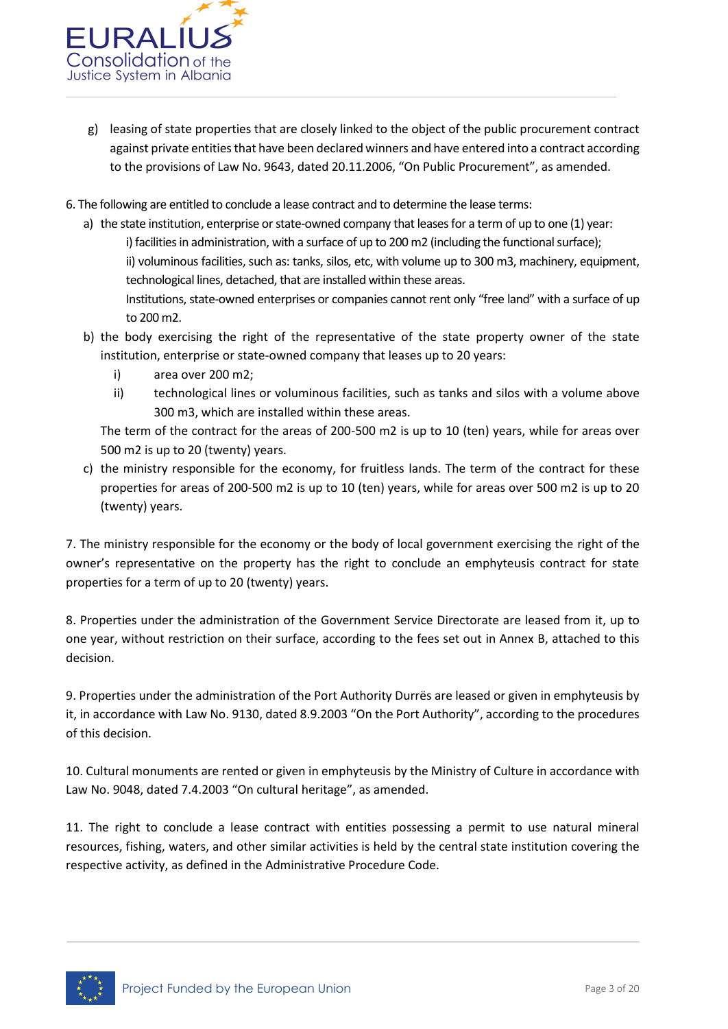g) leasing of state properties that are closely linked to the object of the public procurement contract against private entities that have been declared winners and have entered into a contract according to the provisions of Law No. 9643, dated 20.11.2006, "On Public Procurement", as amended.

6. The following are entitled to conclude a lease contract and to determine the lease terms:

a) the state institution, enterprise or state-owned company that leases for a term of up to one (1) year:

i) facilities in administration, with a surface of up to 200 m2 (including the functional surface);

ii) voluminous facilities, such as: tanks, silos, etc, with volume up to 300 m3, machinery, equipment, technological lines, detached, that are installed within these areas.

Institutions, state-owned enterprises or companies cannot rent only "free land" with a surface of up to 200 m2.

b) the body exercising the right of the representative of the state property owner of the state institution, enterprise or state-owned company that leases up to 20 years:

i) area over 200 m2;

ii) technological lines or voluminous facilities, such as tanks and silos with a volume above 300 m3, which are installed within these areas.

The term of the contract for the areas of 200-500 m2 is up to 10 (ten) years, while for areas over 500 m2 is up to 20 (twenty) years.

c) the ministry responsible for the economy, for fruitless lands. The term of the contract for these properties for areas of 200-500 m2 is up to 10 (ten) years, while for areas over 500 m2 is up to 20 (twenty) years.

7. The ministry responsible for the economy or the body of local government exercising the right of the owner's representative on the property has the right to conclude an emphyteusis contract for state properties for a term of up to 20 (twenty) years.

8. Properties under the administration of the Government Service Directorate are leased from it, up to one year, without restriction on their surface, according to the fees set out in Annex B, attached to this decision.

9. Properties under the administration of the Port Authority Durrës are leased or given in emphyteusis by it, in accordance with Law No. 9130, dated 8.9.2003 "On the Port Authority", according to the procedures of this decision.

10. Cultural monuments are rented or given in emphyteusis by the Ministry of Culture in accordance with Law No. 9048, dated 7.4.2003 "On cultural heritage", as amended.

11. The right to conclude a lease contract with entities possessing a permit to use natural mineral resources, fishing, waters, and other similar activities is held by the central state institution covering the respective activity, as defined in the Administrative Procedure Code.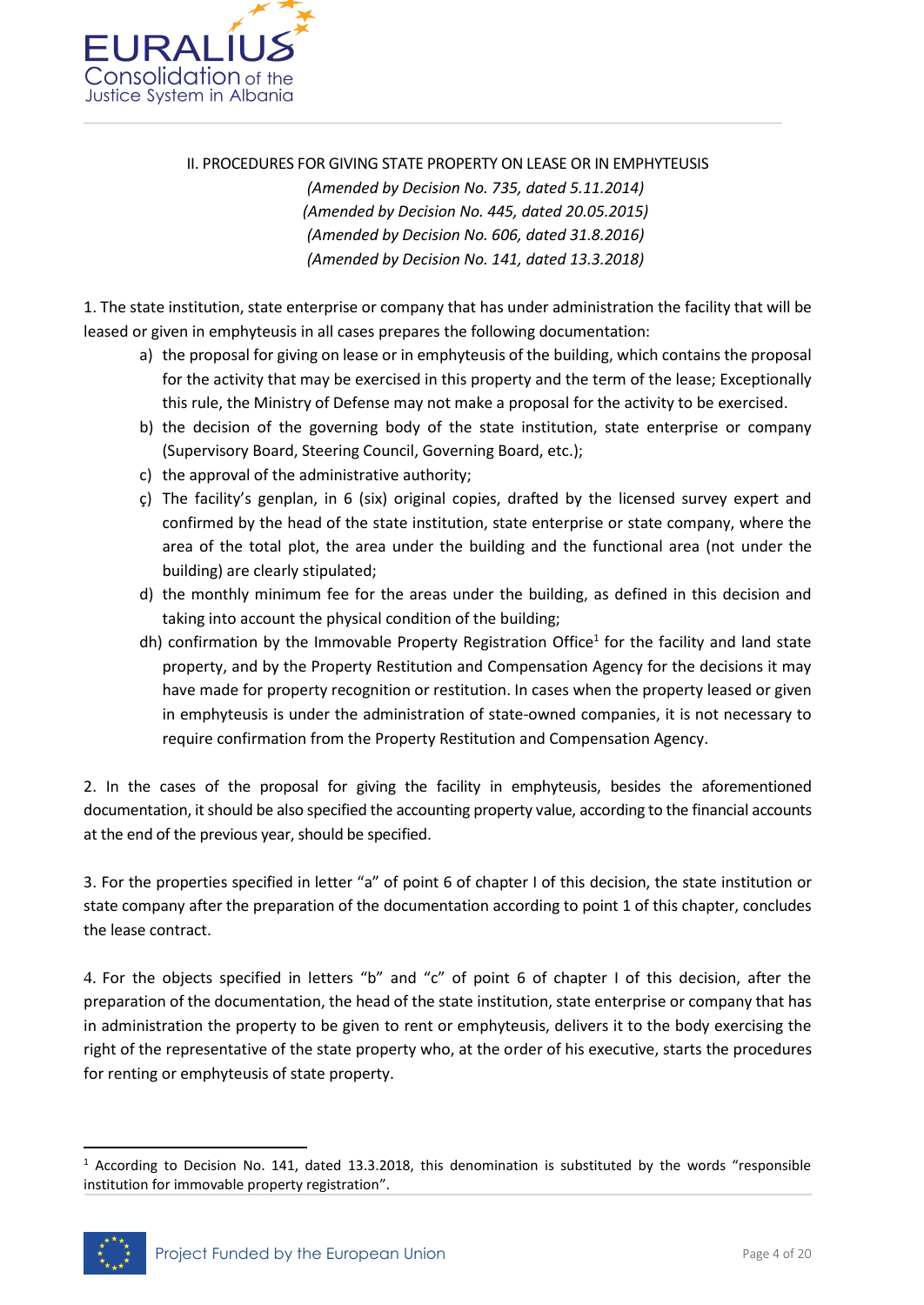## II. PROCEDURES FOR GIVING STATE PROPERTY ON LEASE OR IN EMPHYTEUSIS

*(Amended by Decision No. 735, dated 5.11.2014)*
*(Amended by Decision No. 445, dated 20.05.2015)*
*(Amended by Decision No. 606, dated 31.8.2016)*
*(Amended by Decision No. 141, dated 13.3.2018)*

1. The state institution, state enterprise or company that has under administration the facility that will be leased or given in emphyteusis in all cases prepares the following documentation:

   a) the proposal for giving on lease or in emphyteusis of the building, which contains the proposal for the activity that may be exercised in this property and the term of the lease; Exceptionally this rule, the Ministry of Defense may not make a proposal for the activity to be exercised.
   
   b) the decision of the governing body of the state institution, state enterprise or company (Supervisory Board, Steering Council, Governing Board, etc.);
   
   c) the approval of the administrative authority;
   
   ç) The facility's genplan, in 6 (six) original copies, drafted by the licensed survey expert and confirmed by the head of the state institution, state enterprise or state company, where the area of the total plot, the area under the building and the functional area (not under the building) are clearly stipulated;
   
   d) the monthly minimum fee for the areas under the building, as defined in this decision and taking into account the physical condition of the building;
   
   dh) confirmation by the Immovable Property Registration Office[1] for the facility and land state property, and by the Property Restitution and Compensation Agency for the decisions it may have made for property recognition or restitution. In cases when the property leased or given in emphyteusis is under the administration of state-owned companies, it is not necessary to require confirmation from the Property Restitution and Compensation Agency.

2. In the cases of the proposal for giving the facility in emphyteusis, besides the aforementioned documentation, it should be also specified the accounting property value, according to the financial accounts at the end of the previous year, should be specified.

3. For the properties specified in letter "a" of point 6 of chapter I of this decision, the state institution or state company after the preparation of the documentation according to point 1 of this chapter, concludes the lease contract.

4. For the objects specified in letters "b" and "c" of point 6 of chapter I of this decision, after the preparation of the documentation, the head of the state institution, state enterprise or company that has in administration the property to be given to rent or emphyteusis, delivers it to the body exercising the right of the representative of the state property who, at the order of his executive, starts the procedures for renting or emphyteusis of state property.

---

[1] According to Decision No. 141, dated 13.3.2018, this denomination is substituted by the words "responsible institution for immovable property registration".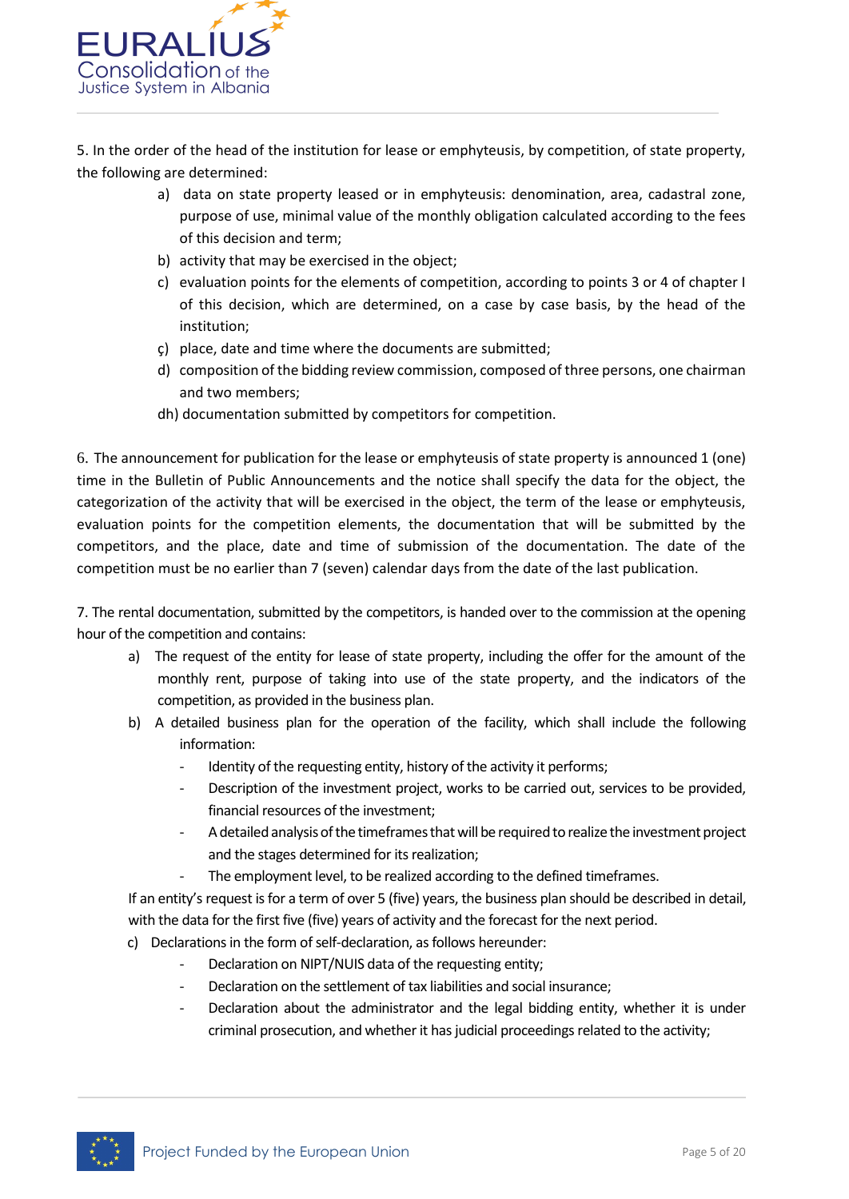5. In the order of the head of the institution for lease or emphyteusis, by competition, of state property, the following are determined:

- a) data on state property leased or in emphyteusis: denomination, area, cadastral zone, purpose of use, minimal value of the monthly obligation calculated according to the fees of this decision and term;
- b) activity that may be exercised in the object;
- c) evaluation points for the elements of competition, according to points 3 or 4 of chapter I of this decision, which are determined, on a case by case basis, by the head of the institution;
- ç) place, date and time where the documents are submitted;
- d) composition of the bidding review commission, composed of three persons, one chairman and two members;
- dh) documentation submitted by competitors for competition.

6. The announcement for publication for the lease or emphyteusis of state property is announced 1 (one) time in the Bulletin of Public Announcements and the notice shall specify the data for the object, the categorization of the activity that will be exercised in the object, the term of the lease or emphyteusis, evaluation points for the competition elements, the documentation that will be submitted by the competitors, and the place, date and time of submission of the documentation. The date of the competition must be no earlier than 7 (seven) calendar days from the date of the last publication.

7. The rental documentation, submitted by the competitors, is handed over to the commission at the opening hour of the competition and contains:

- a) The request of the entity for lease of state property, including the offer for the amount of the monthly rent, purpose of taking into use of the state property, and the indicators of the competition, as provided in the business plan.
- b) A detailed business plan for the operation of the facility, which shall include the following information:
    - Identity of the requesting entity, history of the activity it performs;
    - Description of the investment project, works to be carried out, services to be provided, financial resources of the investment;
    - A detailed analysis of the timeframes that will be required to realize the investment project and the stages determined for its realization;
    - The employment level, to be realized according to the defined timeframes.

  If an entity's request is for a term of over 5 (five) years, the business plan should be described in detail, with the data for the first five (five) years of activity and the forecast for the next period.
- c) Declarations in the form of self-declaration, as follows hereunder:
    - Declaration on NIPT/NUIS data of the requesting entity;
    - Declaration on the settlement of tax liabilities and social insurance;
    - Declaration about the administrator and the legal bidding entity, whether it is under criminal prosecution, and whether it has judicial proceedings related to the activity;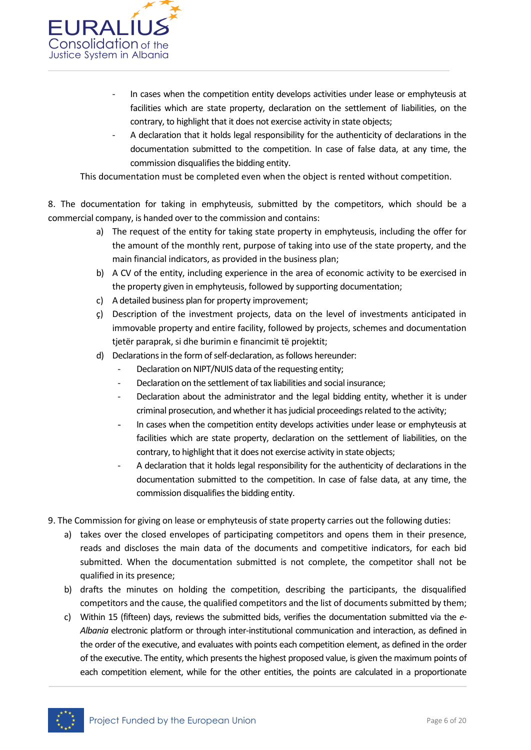- In cases when the competition entity develops activities under lease or emphyteusis at facilities which are state property, declaration on the settlement of liabilities, on the contrary, to highlight that it does not exercise activity in state objects;
- A declaration that it holds legal responsibility for the authenticity of declarations in the documentation submitted to the competition. In case of false data, at any time, the commission disqualifies the bidding entity.

This documentation must be completed even when the object is rented without competition.

8. The documentation for taking in emphyteusis, submitted by the competitors, which should be a commercial company, is handed over to the commission and contains:

a) The request of the entity for taking state property in emphyteusis, including the offer for the amount of the monthly rent, purpose of taking into use of the state property, and the main financial indicators, as provided in the business plan;

b) A CV of the entity, including experience in the area of economic activity to be exercised in the property given in emphyteusis, followed by supporting documentation;

c) A detailed business plan for property improvement;

ç) Description of the investment projects, data on the level of investments anticipated in immovable property and entire facility, followed by projects, schemes and documentation tjetër paraprak, si dhe burimin e financimit të projektit;

d) Declarations in the form of self-declaration, as follows hereunder:
   - Declaration on NIPT/NUIS data of the requesting entity;
   - Declaration on the settlement of tax liabilities and social insurance;
   - Declaration about the administrator and the legal bidding entity, whether it is under criminal prosecution, and whether it has judicial proceedings related to the activity;
   - In cases when the competition entity develops activities under lease or emphyteusis at facilities which are state property, declaration on the settlement of liabilities, on the contrary, to highlight that it does not exercise activity in state objects;
   - A declaration that it holds legal responsibility for the authenticity of declarations in the documentation submitted to the competition. In case of false data, at any time, the commission disqualifies the bidding entity.

9. The Commission for giving on lease or emphyteusis of state property carries out the following duties:

a) takes over the closed envelopes of participating competitors and opens them in their presence, reads and discloses the main data of the documents and competitive indicators, for each bid submitted. When the documentation submitted is not complete, the competitor shall not be qualified in its presence;

b) drafts the minutes on holding the competition, describing the participants, the disqualified competitors and the cause, the qualified competitors and the list of documents submitted by them;

c) Within 15 (fifteen) days, reviews the submitted bids, verifies the documentation submitted via the *e-Albania* electronic platform or through inter-institutional communication and interaction, as defined in the order of the executive, and evaluates with points each competition element, as defined in the order of the executive. The entity, which presents the highest proposed value, is given the maximum points of each competition element, while for the other entities, the points are calculated in a proportionate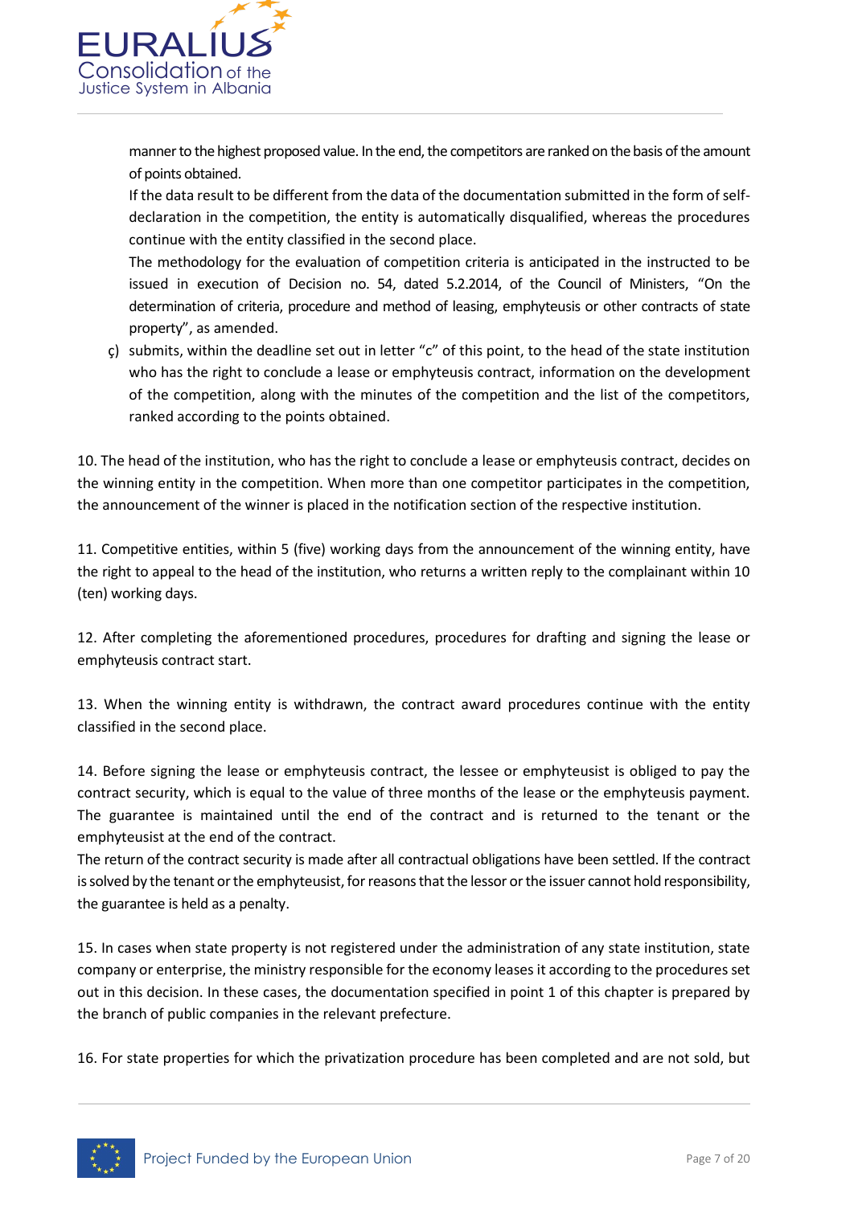manner to the highest proposed value. In the end, the competitors are ranked on the basis of the amount of points obtained.

If the data result to be different from the data of the documentation submitted in the form of self-declaration in the competition, the entity is automatically disqualified, whereas the procedures continue with the entity classified in the second place.

The methodology for the evaluation of competition criteria is anticipated in the instructed to be issued in execution of Decision no. 54, dated 5.2.2014, of the Council of Ministers, "On the determination of criteria, procedure and method of leasing, emphyteusis or other contracts of state property", as amended.

ç) submits, within the deadline set out in letter "c" of this point, to the head of the state institution who has the right to conclude a lease or emphyteusis contract, information on the development of the competition, along with the minutes of the competition and the list of the competitors, ranked according to the points obtained.

10. The head of the institution, who has the right to conclude a lease or emphyteusis contract, decides on the winning entity in the competition. When more than one competitor participates in the competition, the announcement of the winner is placed in the notification section of the respective institution.

11. Competitive entities, within 5 (five) working days from the announcement of the winning entity, have the right to appeal to the head of the institution, who returns a written reply to the complainant within 10 (ten) working days.

12. After completing the aforementioned procedures, procedures for drafting and signing the lease or emphyteusis contract start.

13. When the winning entity is withdrawn, the contract award procedures continue with the entity classified in the second place.

14. Before signing the lease or emphyteusis contract, the lessee or emphyteusist is obliged to pay the contract security, which is equal to the value of three months of the lease or the emphyteusis payment. The guarantee is maintained until the end of the contract and is returned to the tenant or the emphyteusist at the end of the contract.

The return of the contract security is made after all contractual obligations have been settled. If the contract is solved by the tenant or the emphyteusist, for reasons that the lessor or the issuer cannot hold responsibility, the guarantee is held as a penalty.

15. In cases when state property is not registered under the administration of any state institution, state company or enterprise, the ministry responsible for the economy leases it according to the procedures set out in this decision. In these cases, the documentation specified in point 1 of this chapter is prepared by the branch of public companies in the relevant prefecture.

16. For state properties for which the privatization procedure has been completed and are not sold, but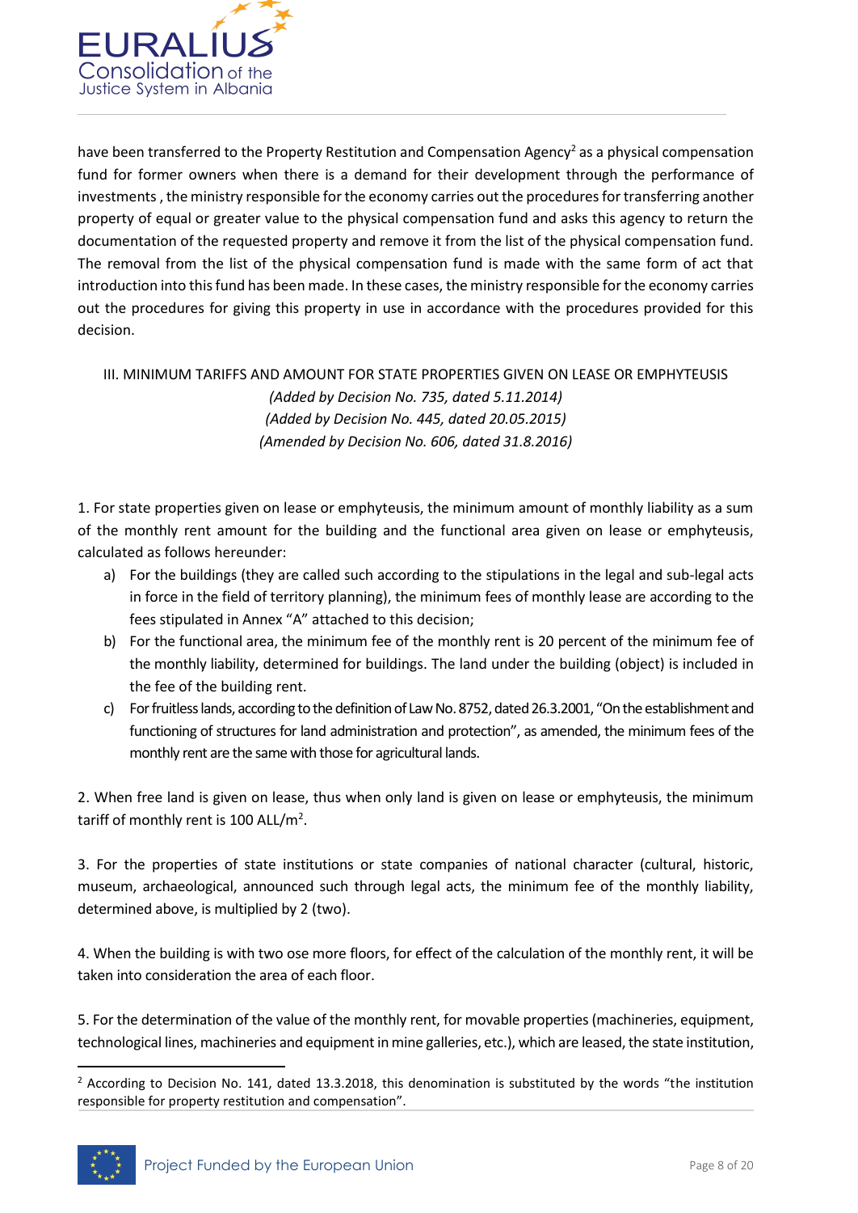have been transferred to the Property Restitution and Compensation Agency[2] as a physical compensation fund for former owners when there is a demand for their development through the performance of investments , the ministry responsible for the economy carries out the procedures for transferring another property of equal or greater value to the physical compensation fund and asks this agency to return the documentation of the requested property and remove it from the list of the physical compensation fund. The removal from the list of the physical compensation fund is made with the same form of act that introduction into this fund has been made. In these cases, the ministry responsible for the economy carries out the procedures for giving this property in use in accordance with the procedures provided for this decision.

## III. MINIMUM TARIFFS AND AMOUNT FOR STATE PROPERTIES GIVEN ON LEASE OR EMPHYTEUSIS

*(Added by Decision No. 735, dated 5.11.2014)*
*(Added by Decision No. 445, dated 20.05.2015)*
*(Amended by Decision No. 606, dated 31.8.2016)*

1. For state properties given on lease or emphyteusis, the minimum amount of monthly liability as a sum of the monthly rent amount for the building and the functional area given on lease or emphyteusis, calculated as follows hereunder:
   a) For the buildings (they are called such according to the stipulations in the legal and sub-legal acts in force in the field of territory planning), the minimum fees of monthly lease are according to the fees stipulated in Annex "A" attached to this decision;
   b) For the functional area, the minimum fee of the monthly rent is 20 percent of the minimum fee of the monthly liability, determined for buildings. The land under the building (object) is included in the fee of the building rent.
   c) For fruitless lands, according to the definition of Law No. 8752, dated 26.3.2001, "On the establishment and functioning of structures for land administration and protection", as amended, the minimum fees of the monthly rent are the same with those for agricultural lands.

2. When free land is given on lease, thus when only land is given on lease or emphyteusis, the minimum tariff of monthly rent is 100 ALL/m$^2$.

3. For the properties of state institutions or state companies of national character (cultural, historic, museum, archaeological, announced such through legal acts, the minimum fee of the monthly liability, determined above, is multiplied by 2 (two).

4. When the building is with two ose more floors, for effect of the calculation of the monthly rent, it will be taken into consideration the area of each floor.

5. For the determination of the value of the monthly rent, for movable properties (machineries, equipment, technological lines, machineries and equipment in mine galleries, etc.), which are leased, the state institution,

---

[2] According to Decision No. 141, dated 13.3.2018, this denomination is substituted by the words "the institution responsible for property restitution and compensation".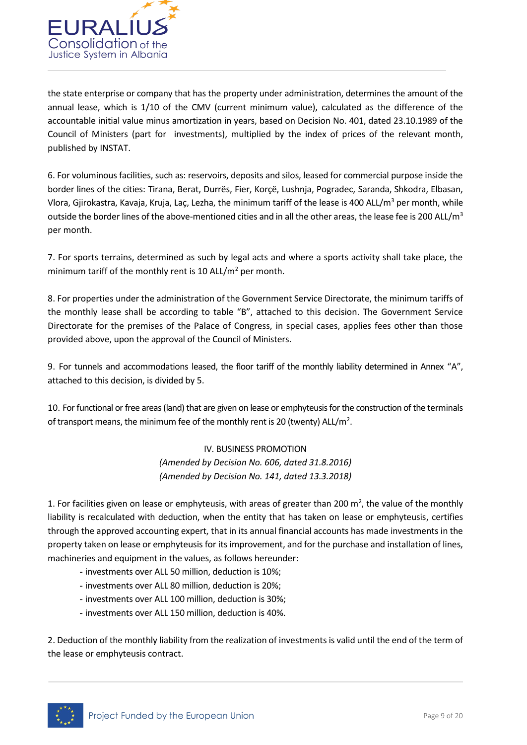the state enterprise or company that has the property under administration, determines the amount of the annual lease, which is 1/10 of the CMV (current minimum value), calculated as the difference of the accountable initial value minus amortization in years, based on Decision No. 401, dated 23.10.1989 of the Council of Ministers (part for investments), multiplied by the index of prices of the relevant month, published by INSTAT.

6. For voluminous facilities, such as: reservoirs, deposits and silos, leased for commercial purpose inside the border lines of the cities: Tirana, Berat, Durrës, Fier, Korçë, Lushnja, Pogradec, Saranda, Shkodra, Elbasan, Vlora, Gjirokastra, Kavaja, Kruja, Laç, Lezha, the minimum tariff of the lease is 400 ALL/$m^3$ per month, while outside the border lines of the above-mentioned cities and in all the other areas, the lease fee is 200 ALL/$m^3$ per month.

7. For sports terrains, determined as such by legal acts and where a sports activity shall take place, the minimum tariff of the monthly rent is 10 ALL/$m^2$ per month.

8. For properties under the administration of the Government Service Directorate, the minimum tariffs of the monthly lease shall be according to table "B", attached to this decision. The Government Service Directorate for the premises of the Palace of Congress, in special cases, applies fees other than those provided above, upon the approval of the Council of Ministers.

9. For tunnels and accommodations leased, the floor tariff of the monthly liability determined in Annex "A", attached to this decision, is divided by 5.

10. For functional or free areas (land) that are given on lease or emphyteusis for the construction of the terminals of transport means, the minimum fee of the monthly rent is 20 (twenty) ALL/$m^2$.

## IV. BUSINESS PROMOTION

*(Amended by Decision No. 606, dated 31.8.2016)*
*(Amended by Decision No. 141, dated 13.3.2018)*

1. For facilities given on lease or emphyteusis, with areas of greater than 200 $m^2$, the value of the monthly liability is recalculated with deduction, when the entity that has taken on lease or emphyteusis, certifies through the approved accounting expert, that in its annual financial accounts has made investments in the property taken on lease or emphyteusis for its improvement, and for the purchase and installation of lines, machineries and equipment in the values, as follows hereunder:
   - investments over ALL 50 million, deduction is 10%;
   - investments over ALL 80 million, deduction is 20%;
   - investments over ALL 100 million, deduction is 30%;
   - investments over ALL 150 million, deduction is 40%.

2. Deduction of the monthly liability from the realization of investments is valid until the end of the term of the lease or emphyteusis contract.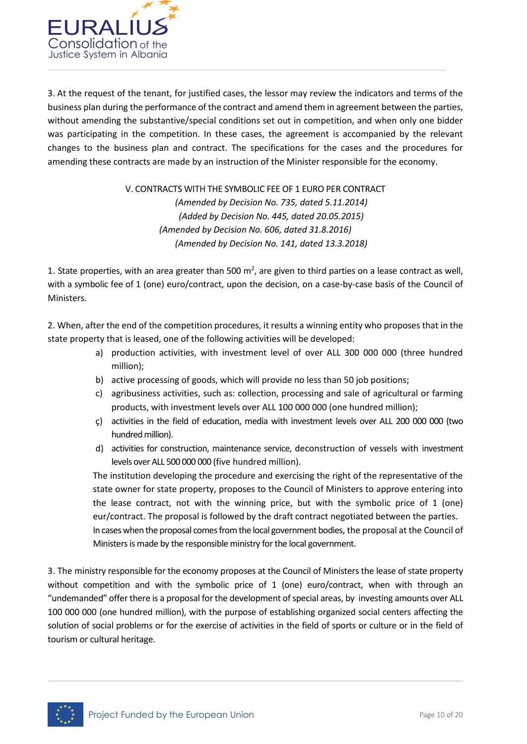3. At the request of the tenant, for justified cases, the lessor may review the indicators and terms of the business plan during the performance of the contract and amend them in agreement between the parties, without amending the substantive/special conditions set out in competition, and when only one bidder was participating in the competition. In these cases, the agreement is accompanied by the relevant changes to the business plan and contract. The specifications for the cases and the procedures for amending these contracts are made by an instruction of the Minister responsible for the economy.

## V. CONTRACTS WITH THE SYMBOLIC FEE OF 1 EURO PER CONTRACT

*(Amended by Decision No. 735, dated 5.11.2014)*
*(Added by Decision No. 445, dated 20.05.2015)*
*(Amended by Decision No. 606, dated 31.8.2016)*
*(Amended by Decision No. 141, dated 13.3.2018)*

1. State properties, with an area greater than 500 $m^2$, are given to third parties on a lease contract as well, with a symbolic fee of 1 (one) euro/contract, upon the decision, on a case-by-case basis of the Council of Ministers.

2. When, after the end of the competition procedures, it results a winning entity who proposes that in the state property that is leased, one of the following activities will be developed:

a) production activities, with investment level of over ALL 300 000 000 (three hundred million);
b) active processing of goods, which will provide no less than 50 job positions;
c) agribusiness activities, such as: collection, processing and sale of agricultural or farming products, with investment levels over ALL 100 000 000 (one hundred million);
ç) activities in the field of education, media with investment levels over ALL 200 000 000 (two hundred million).
d) activities for construction, maintenance service, deconstruction of vessels with investment levels over ALL 500 000 000 (five hundred million).

The institution developing the procedure and exercising the right of the representative of the state owner for state property, proposes to the Council of Ministers to approve entering into the lease contract, not with the winning price, but with the symbolic price of 1 (one) eur/contract. The proposal is followed by the draft contract negotiated between the parties. In cases when the proposal comes from the local government bodies, the proposal at the Council of Ministers is made by the responsible ministry for the local government.

3. The ministry responsible for the economy proposes at the Council of Ministers the lease of state property without competition and with the symbolic price of 1 (one) euro/contract, when with through an "undemanded" offer there is a proposal for the development of special areas, by investing amounts over ALL 100 000 000 (one hundred million), with the purpose of establishing organized social centers affecting the solution of social problems or for the exercise of activities in the field of sports or culture or in the field of tourism or cultural heritage.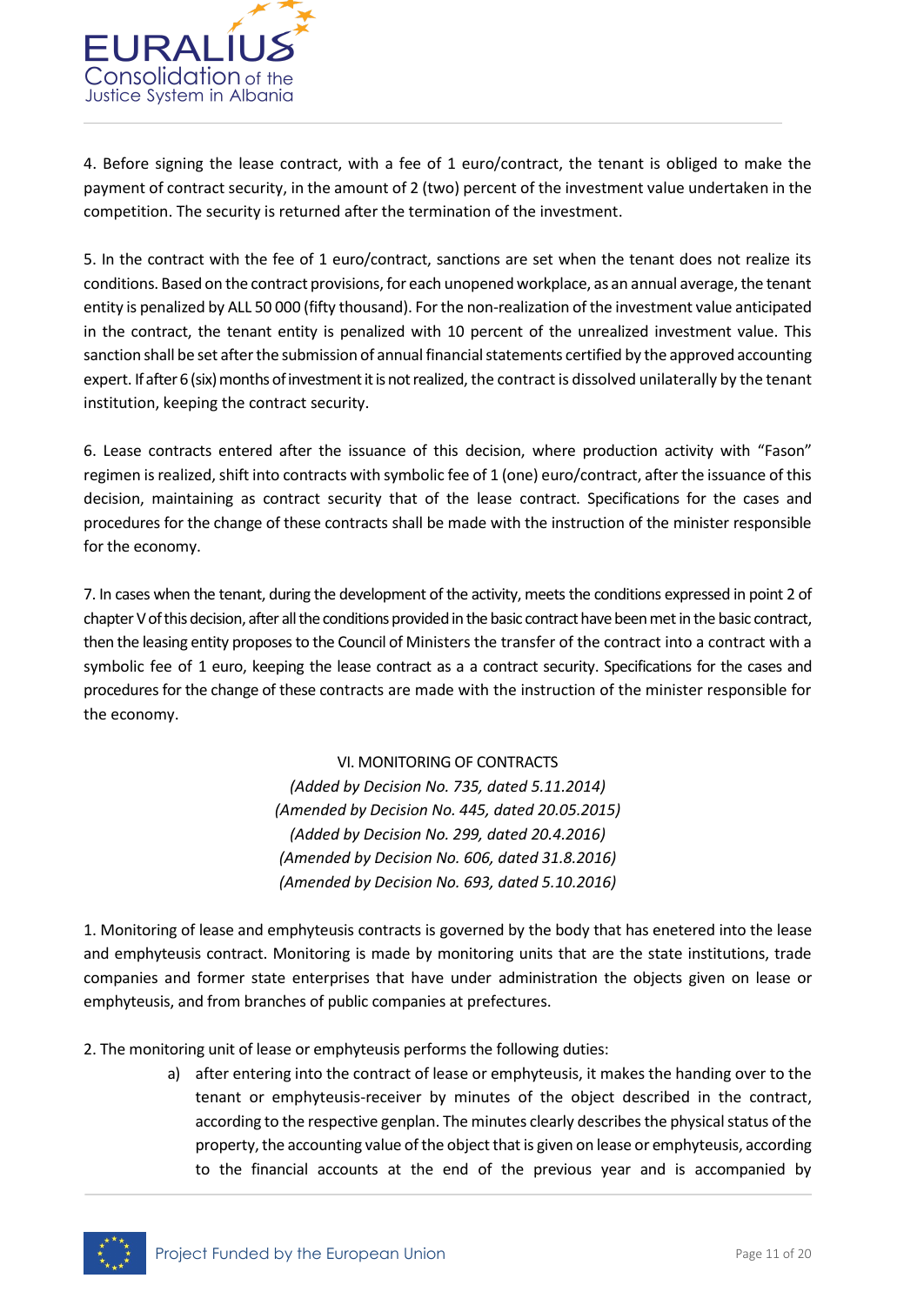4. Before signing the lease contract, with a fee of 1 euro/contract, the tenant is obliged to make the payment of contract security, in the amount of 2 (two) percent of the investment value undertaken in the competition. The security is returned after the termination of the investment.

5. In the contract with the fee of 1 euro/contract, sanctions are set when the tenant does not realize its conditions. Based on the contract provisions, for each unopened workplace, as an annual average, the tenant entity is penalized by ALL 50 000 (fifty thousand). For the non-realization of the investment value anticipated in the contract, the tenant entity is penalized with 10 percent of the unrealized investment value. This sanction shall be set after the submission of annual financial statements certified by the approved accounting expert. If after 6 (six) months of investment it is not realized, the contract is dissolved unilaterally by the tenant institution, keeping the contract security.

6. Lease contracts entered after the issuance of this decision, where production activity with "Fason" regimen is realized, shift into contracts with symbolic fee of 1 (one) euro/contract, after the issuance of this decision, maintaining as contract security that of the lease contract. Specifications for the cases and procedures for the change of these contracts shall be made with the instruction of the minister responsible for the economy.

7. In cases when the tenant, during the development of the activity, meets the conditions expressed in point 2 of chapter V of this decision, after all the conditions provided in the basic contract have been met in the basic contract, then the leasing entity proposes to the Council of Ministers the transfer of the contract into a contract with a symbolic fee of 1 euro, keeping the lease contract as a a contract security. Specifications for the cases and procedures for the change of these contracts are made with the instruction of the minister responsible for the economy.

## VI. MONITORING OF CONTRACTS

*(Added by Decision No. 735, dated 5.11.2014)*
*(Amended by Decision No. 445, dated 20.05.2015)*
*(Added by Decision No. 299, dated 20.4.2016)*
*(Amended by Decision No. 606, dated 31.8.2016)*
*(Amended by Decision No. 693, dated 5.10.2016)*

1. Monitoring of lease and emphyteusis contracts is governed by the body that has enetered into the lease and emphyteusis contract. Monitoring is made by monitoring units that are the state institutions, trade companies and former state enterprises that have under administration the objects given on lease or emphyteusis, and from branches of public companies at prefectures.

2. The monitoring unit of lease or emphyteusis performs the following duties:

   a) after entering into the contract of lease or emphyteusis, it makes the handing over to the tenant or emphyteusis-receiver by minutes of the object described in the contract, according to the respective genplan. The minutes clearly describes the physical status of the property, the accounting value of the object that is given on lease or emphyteusis, according to the financial accounts at the end of the previous year and is accompanied by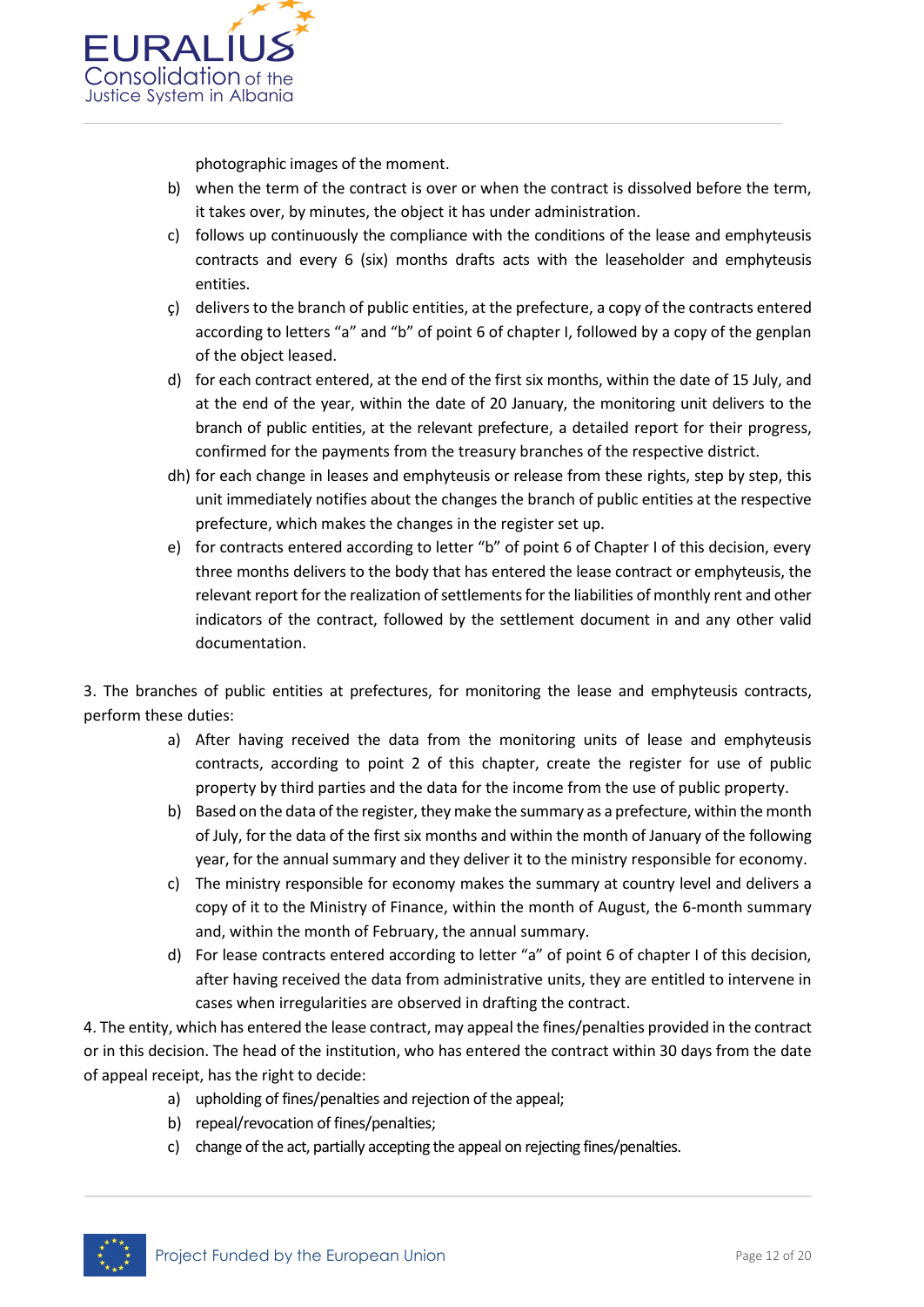photographic images of the moment.

b) when the term of the contract is over or when the contract is dissolved before the term, it takes over, by minutes, the object it has under administration.

c) follows up continuously the compliance with the conditions of the lease and emphyteusis contracts and every 6 (six) months drafts acts with the leaseholder and emphyteusis entities.

ç) delivers to the branch of public entities, at the prefecture, a copy of the contracts entered according to letters "a" and "b" of point 6 of chapter I, followed by a copy of the genplan of the object leased.

d) for each contract entered, at the end of the first six months, within the date of 15 July, and at the end of the year, within the date of 20 January, the monitoring unit delivers to the branch of public entities, at the relevant prefecture, a detailed report for their progress, confirmed for the payments from the treasury branches of the respective district.

dh) for each change in leases and emphyteusis or release from these rights, step by step, this unit immediately notifies about the changes the branch of public entities at the respective prefecture, which makes the changes in the register set up.

e) for contracts entered according to letter "b" of point 6 of Chapter I of this decision, every three months delivers to the body that has entered the lease contract or emphyteusis, the relevant report for the realization of settlements for the liabilities of monthly rent and other indicators of the contract, followed by the settlement document in and any other valid documentation.

3. The branches of public entities at prefectures, for monitoring the lease and emphyteusis contracts, perform these duties:

a) After having received the data from the monitoring units of lease and emphyteusis contracts, according to point 2 of this chapter, create the register for use of public property by third parties and the data for the income from the use of public property.

b) Based on the data of the register, they make the summary as a prefecture, within the month of July, for the data of the first six months and within the month of January of the following year, for the annual summary and they deliver it to the ministry responsible for economy.

c) The ministry responsible for economy makes the summary at country level and delivers a copy of it to the Ministry of Finance, within the month of August, the 6-month summary and, within the month of February, the annual summary.

d) For lease contracts entered according to letter "a" of point 6 of chapter I of this decision, after having received the data from administrative units, they are entitled to intervene in cases when irregularities are observed in drafting the contract.

4. The entity, which has entered the lease contract, may appeal the fines/penalties provided in the contract or in this decision. The head of the institution, who has entered the contract within 30 days from the date of appeal receipt, has the right to decide:

a) upholding of fines/penalties and rejection of the appeal;

b) repeal/revocation of fines/penalties;

c) change of the act, partially accepting the appeal on rejecting fines/penalties.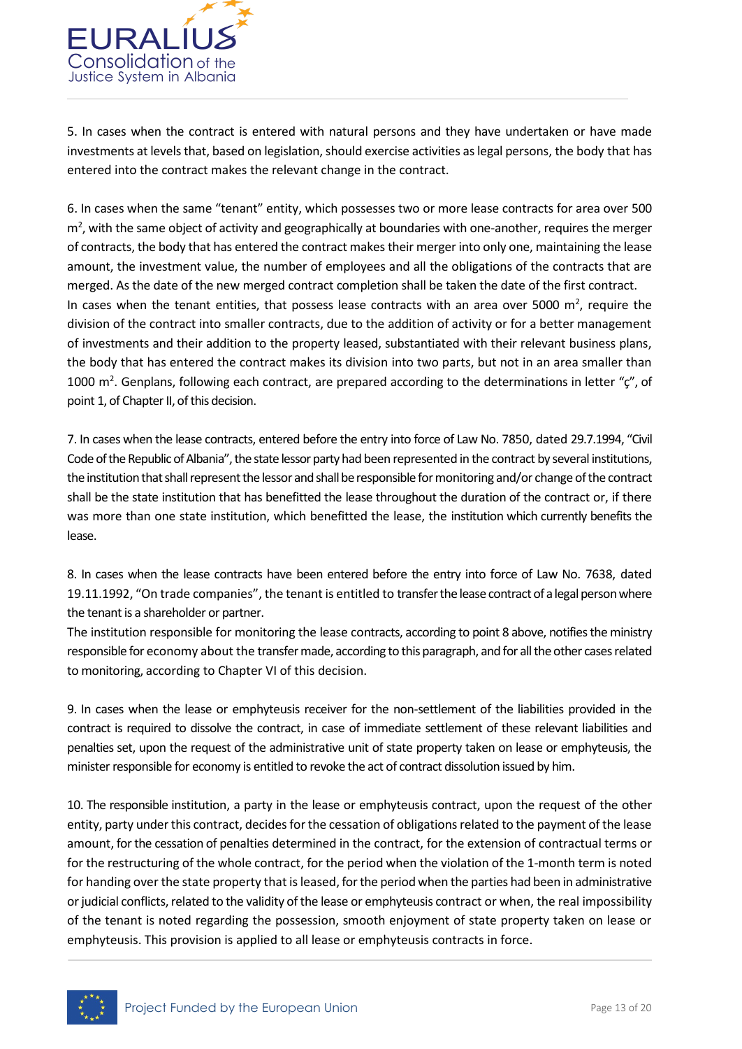5. In cases when the contract is entered with natural persons and they have undertaken or have made investments at levels that, based on legislation, should exercise activities as legal persons, the body that has entered into the contract makes the relevant change in the contract.

6. In cases when the same "tenant" entity, which possesses two or more lease contracts for area over 500 $m^2$, with the same object of activity and geographically at boundaries with one-another, requires the merger of contracts, the body that has entered the contract makes their merger into only one, maintaining the lease amount, the investment value, the number of employees and all the obligations of the contracts that are merged. As the date of the new merged contract completion shall be taken the date of the first contract.
In cases when the tenant entities, that possess lease contracts with an area over 5000 $m^2$, require the division of the contract into smaller contracts, due to the addition of activity or for a better management of investments and their addition to the property leased, substantiated with their relevant business plans, the body that has entered the contract makes its division into two parts, but not in an area smaller than 1000 $m^2$. Genplans, following each contract, are prepared according to the determinations in letter "ç", of point 1, of Chapter II, of this decision.

7. In cases when the lease contracts, entered before the entry into force of Law No. 7850, dated 29.7.1994, "Civil Code of the Republic of Albania", the state lessor party had been represented in the contract by several institutions, the institution that shall represent the lessor and shall be responsible for monitoring and/or change of the contract shall be the state institution that has benefitted the lease throughout the duration of the contract or, if there was more than one state institution, which benefitted the lease, the institution which currently benefits the lease.

8. In cases when the lease contracts have been entered before the entry into force of Law No. 7638, dated 19.11.1992, "On trade companies", the tenant is entitled to transfer the lease contract of a legal person where the tenant is a shareholder or partner.
The institution responsible for monitoring the lease contracts, according to point 8 above, notifies the ministry responsible for economy about the transfer made, according to this paragraph, and for all the other cases related to monitoring, according to Chapter VI of this decision.

9. In cases when the lease or emphyteusis receiver for the non-settlement of the liabilities provided in the contract is required to dissolve the contract, in case of immediate settlement of these relevant liabilities and penalties set, upon the request of the administrative unit of state property taken on lease or emphyteusis, the minister responsible for economy is entitled to revoke the act of contract dissolution issued by him.

10. The responsible institution, a party in the lease or emphyteusis contract, upon the request of the other entity, party under this contract, decides for the cessation of obligations related to the payment of the lease amount, for the cessation of penalties determined in the contract, for the extension of contractual terms or for the restructuring of the whole contract, for the period when the violation of the 1-month term is noted for handing over the state property that is leased, for the period when the parties had been in administrative or judicial conflicts, related to the validity of the lease or emphyteusis contract or when, the real impossibility of the tenant is noted regarding the possession, smooth enjoyment of state property taken on lease or emphyteusis. This provision is applied to all lease or emphyteusis contracts in force.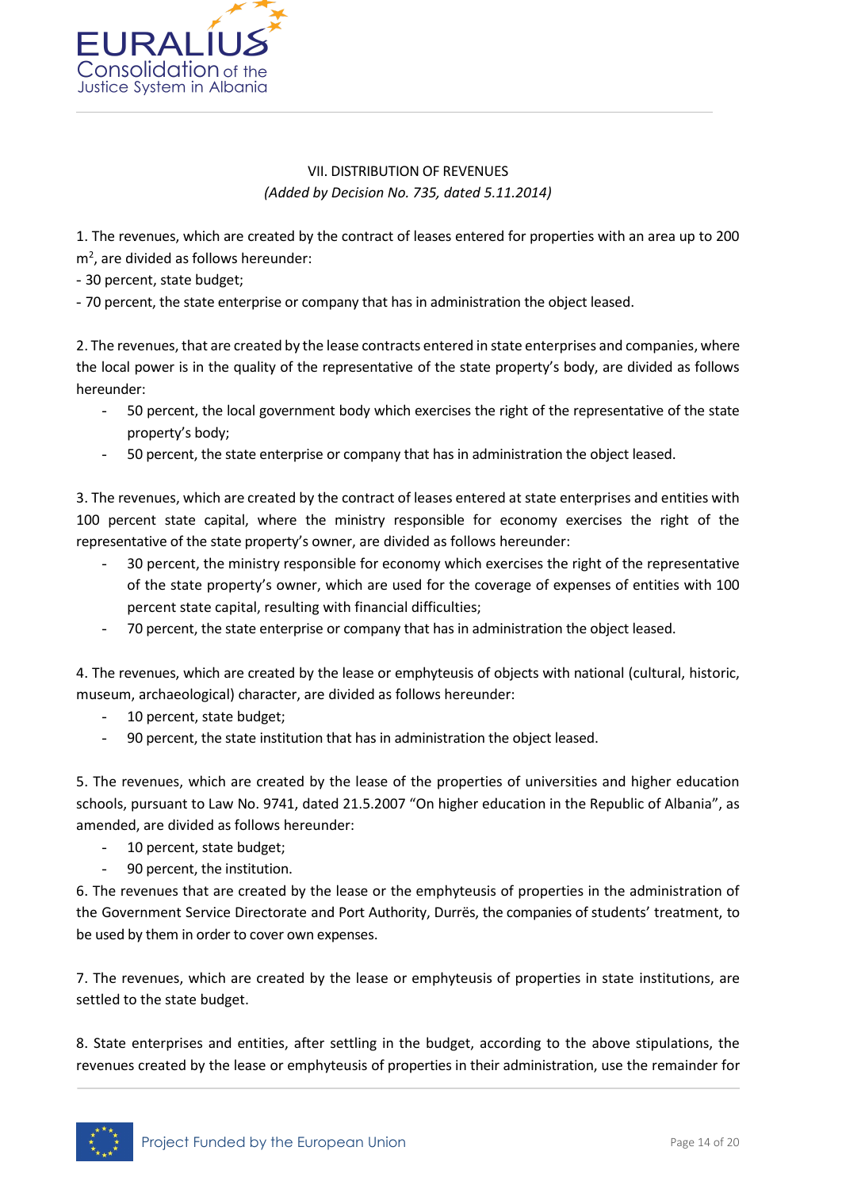## VII. DISTRIBUTION OF REVENUES

*(Added by Decision No. 735, dated 5.11.2014)*

1. The revenues, which are created by the contract of leases entered for properties with an area up to 200 $m^2$, are divided as follows hereunder:
- 30 percent, state budget;
- 70 percent, the state enterprise or company that has in administration the object leased.

2. The revenues, that are created by the lease contracts entered in state enterprises and companies, where the local power is in the quality of the representative of the state property's body, are divided as follows hereunder:
- 50 percent, the local government body which exercises the right of the representative of the state property's body;
- 50 percent, the state enterprise or company that has in administration the object leased.

3. The revenues, which are created by the contract of leases entered at state enterprises and entities with 100 percent state capital, where the ministry responsible for economy exercises the right of the representative of the state property's owner, are divided as follows hereunder:
- 30 percent, the ministry responsible for economy which exercises the right of the representative of the state property's owner, which are used for the coverage of expenses of entities with 100 percent state capital, resulting with financial difficulties;
- 70 percent, the state enterprise or company that has in administration the object leased.

4. The revenues, which are created by the lease or emphyteusis of objects with national (cultural, historic, museum, archaeological) character, are divided as follows hereunder:
- 10 percent, state budget;
- 90 percent, the state institution that has in administration the object leased.

5. The revenues, which are created by the lease of the properties of universities and higher education schools, pursuant to Law No. 9741, dated 21.5.2007 "On higher education in the Republic of Albania", as amended, are divided as follows hereunder:
- 10 percent, state budget;
- 90 percent, the institution.

6. The revenues that are created by the lease or the emphyteusis of properties in the administration of the Government Service Directorate and Port Authority, Durrës, the companies of students' treatment, to be used by them in order to cover own expenses.

7. The revenues, which are created by the lease or emphyteusis of properties in state institutions, are settled to the state budget.

8. State enterprises and entities, after settling in the budget, according to the above stipulations, the revenues created by the lease or emphyteusis of properties in their administration, use the remainder for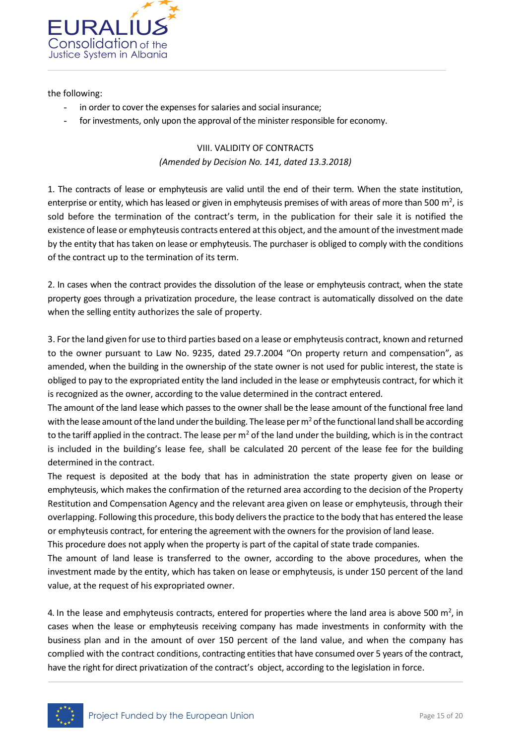the following:

- in order to cover the expenses for salaries and social insurance;
- for investments, only upon the approval of the minister responsible for economy.

## VIII. VALIDITY OF CONTRACTS

*(Amended by Decision No. 141, dated 13.3.2018)*

1. The contracts of lease or emphyteusis are valid until the end of their term. When the state institution, enterprise or entity, which has leased or given in emphyteusis premises of with areas of more than 500 m$^2$, is sold before the termination of the contract's term, in the publication for their sale it is notified the existence of lease or emphyteusis contracts entered at this object, and the amount of the investment made by the entity that has taken on lease or emphyteusis. The purchaser is obliged to comply with the conditions of the contract up to the termination of its term.

2. In cases when the contract provides the dissolution of the lease or emphyteusis contract, when the state property goes through a privatization procedure, the lease contract is automatically dissolved on the date when the selling entity authorizes the sale of property.

3. For the land given for use to third parties based on a lease or emphyteusis contract, known and returned to the owner pursuant to Law No. 9235, dated 29.7.2004 "On property return and compensation", as amended, when the building in the ownership of the state owner is not used for public interest, the state is obliged to pay to the expropriated entity the land included in the lease or emphyteusis contract, for which it is recognized as the owner, according to the value determined in the contract entered.
The amount of the land lease which passes to the owner shall be the lease amount of the functional free land with the lease amount of the land under the building. The lease per m$^2$ of the functional land shall be according to the tariff applied in the contract. The lease per m$^2$ of the land under the building, which is in the contract is included in the building's lease fee, shall be calculated 20 percent of the lease fee for the building determined in the contract.
The request is deposited at the body that has in administration the state property given on lease or emphyteusis, which makes the confirmation of the returned area according to the decision of the Property Restitution and Compensation Agency and the relevant area given on lease or emphyteusis, through their overlapping. Following this procedure, this body delivers the practice to the body that has entered the lease or emphyteusis contract, for entering the agreement with the owners for the provision of land lease.
This procedure does not apply when the property is part of the capital of state trade companies.
The amount of land lease is transferred to the owner, according to the above procedures, when the investment made by the entity, which has taken on lease or emphyteusis, is under 150 percent of the land value, at the request of his expropriated owner.

4. In the lease and emphyteusis contracts, entered for properties where the land area is above 500 m$^2$, in cases when the lease or emphyteusis receiving company has made investments in conformity with the business plan and in the amount of over 150 percent of the land value, and when the company has complied with the contract conditions, contracting entities that have consumed over 5 years of the contract, have the right for direct privatization of the contract's object, according to the legislation in force.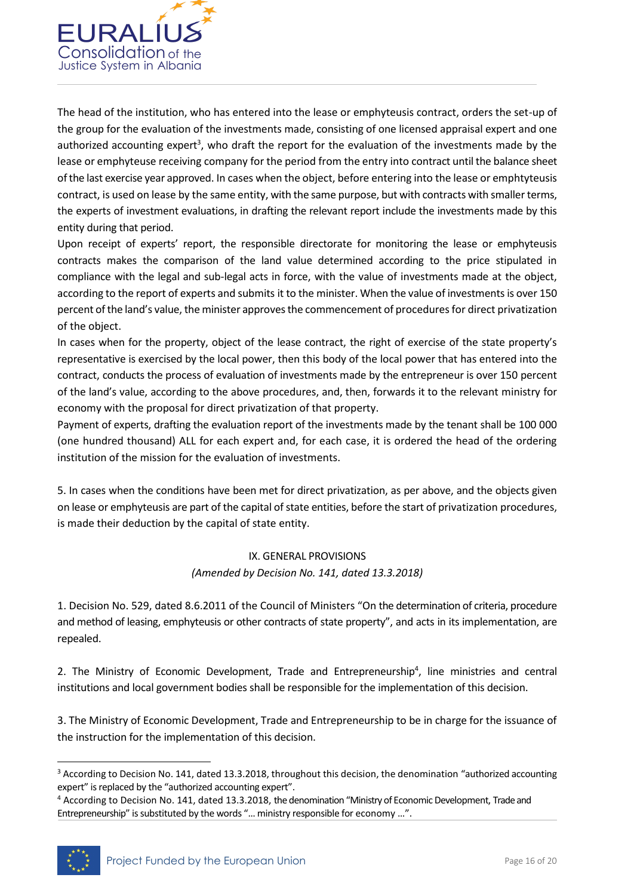The head of the institution, who has entered into the lease or emphyteusis contract, orders the set-up of the group for the evaluation of the investments made, consisting of one licensed appraisal expert and one authorized accounting expert[3], who draft the report for the evaluation of the investments made by the lease or emphyteuse receiving company for the period from the entry into contract until the balance sheet of the last exercise year approved. In cases when the object, before entering into the lease or emphtyteusis contract, is used on lease by the same entity, with the same purpose, but with contracts with smaller terms, the experts of investment evaluations, in drafting the relevant report include the investments made by this entity during that period.

Upon receipt of experts' report, the responsible directorate for monitoring the lease or emphyteusis contracts makes the comparison of the land value determined according to the price stipulated in compliance with the legal and sub-legal acts in force, with the value of investments made at the object, according to the report of experts and submits it to the minister. When the value of investments is over 150 percent of the land's value, the minister approves the commencement of procedures for direct privatization of the object.

In cases when for the property, object of the lease contract, the right of exercise of the state property's representative is exercised by the local power, then this body of the local power that has entered into the contract, conducts the process of evaluation of investments made by the entrepreneur is over 150 percent of the land's value, according to the above procedures, and, then, forwards it to the relevant ministry for economy with the proposal for direct privatization of that property.

Payment of experts, drafting the evaluation report of the investments made by the tenant shall be 100 000 (one hundred thousand) ALL for each expert and, for each case, it is ordered the head of the ordering institution of the mission for the evaluation of investments.

5. In cases when the conditions have been met for direct privatization, as per above, and the objects given on lease or emphyteusis are part of the capital of state entities, before the start of privatization procedures, is made their deduction by the capital of state entity.

## IX. GENERAL PROVISIONS

*(Amended by Decision No. 141, dated 13.3.2018)*

1. Decision No. 529, dated 8.6.2011 of the Council of Ministers "On the determination of criteria, procedure and method of leasing, emphyteusis or other contracts of state property", and acts in its implementation, are repealed.

2. The Ministry of Economic Development, Trade and Entrepreneurship[4], line ministries and central institutions and local government bodies shall be responsible for the implementation of this decision.

3. The Ministry of Economic Development, Trade and Entrepreneurship to be in charge for the issuance of the instruction for the implementation of this decision.

---

[3] According to Decision No. 141, dated 13.3.2018, throughout this decision, the denomination "authorized accounting expert" is replaced by the "authorized accounting expert".

[4] According to Decision No. 141, dated 13.3.2018, the denomination "Ministry of Economic Development, Trade and Entrepreneurship" is substituted by the words "... ministry responsible for economy ...".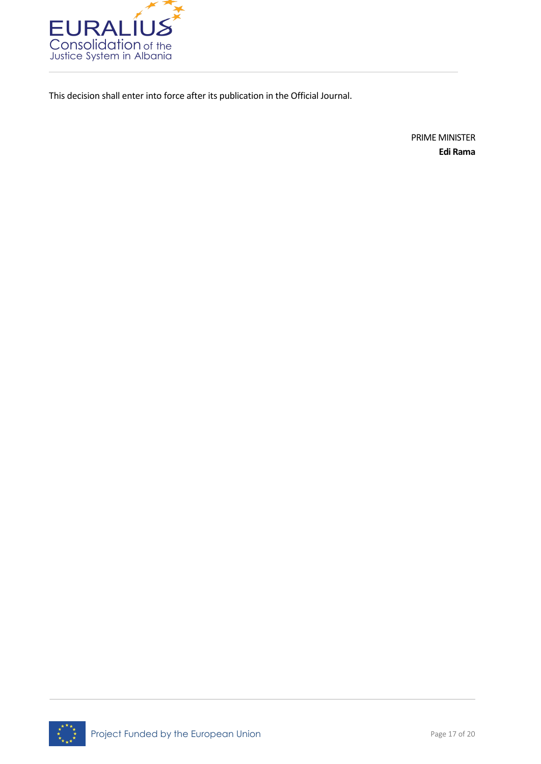This decision shall enter into force after its publication in the Official Journal.

PRIME MINISTER

**Edi Rama**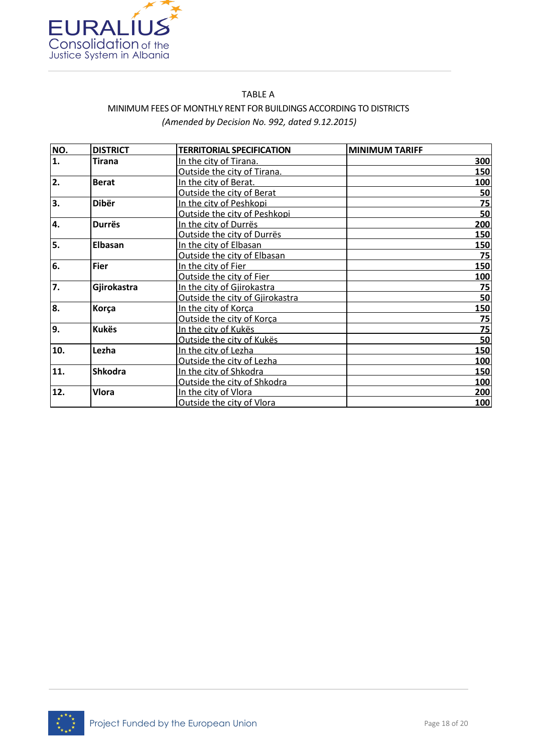TABLE A

MINIMUM FEES OF MONTHLY RENT FOR BUILDINGS ACCORDING TO DISTRICTS

*(Amended by Decision No. 992, dated 9.12.2015)*

| NO. | DISTRICT | TERRITORIAL SPECIFICATION | MINIMUM TARIFF |
|---|---|---|---|
| 1. | Tirana | In the city of Tirana. | 300 |
| | | Outside the city of Tirana. | 150 |
| 2. | Berat | In the city of Berat. | 100 |
| | | Outside the city of Berat | 50 |
| 3. | Dibër | In the city of Peshkopi | 75 |
| | | Outside the city of Peshkopi | 50 |
| 4. | Durrës | In the city of Durrës | 200 |
| | | Outside the city of Durrës | 150 |
| 5. | Elbasan | In the city of Elbasan | 150 |
| | | Outside the city of Elbasan | 75 |
| 6. | Fier | In the city of Fier | 150 |
| | | Outside the city of Fier | 100 |
| 7. | Gjirokastra | In the city of Gjirokastra | 75 |
| | | Outside the city of Gjirokastra | 50 |
| 8. | Korça | In the city of Korça | 150 |
| | | Outside the city of Korça | 75 |
| 9. | Kukës | In the city of Kukës | 75 |
| | | Outside the city of Kukës | 50 |
| 10. | Lezha | In the city of Lezha | 150 |
| | | Outside the city of Lezha | 100 |
| 11. | Shkodra | In the city of Shkodra | 150 |
| | | Outside the city of Shkodra | 100 |
| 12. | Vlora | In the city of Vlora | 200 |
| | | Outside the city of Vlora | 100 |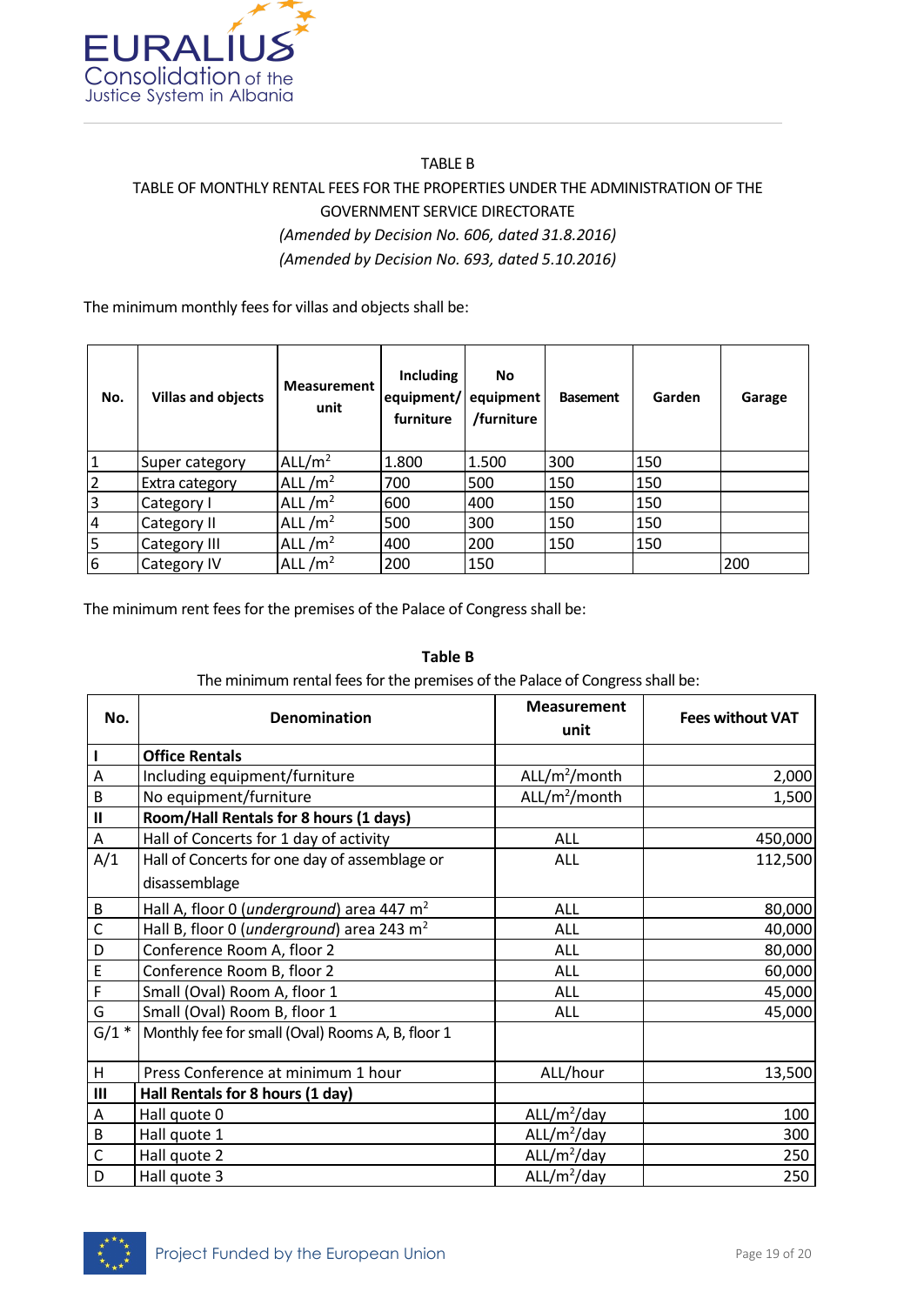TABLE B

TABLE OF MONTHLY RENTAL FEES FOR THE PROPERTIES UNDER THE ADMINISTRATION OF THE GOVERNMENT SERVICE DIRECTORATE

*(Amended by Decision No. 606, dated 31.8.2016)*

*(Amended by Decision No. 693, dated 5.10.2016)*

The minimum monthly fees for villas and objects shall be:

| No. | Villas and objects | Measurement unit | Including equipment/ furniture | No equipment /furniture | Basement | Garden | Garage |
|---|---|---|---|---|---|---|---|
| 1 | Super category | ALL/m$^2$ | 1.800 | 1.500 | 300 | 150 | |
| 2 | Extra category | ALL /m$^2$ | 700 | 500 | 150 | 150 | |
| 3 | Category I | ALL /m$^2$ | 600 | 400 | 150 | 150 | |
| 4 | Category II | ALL /m$^2$ | 500 | 300 | 150 | 150 | |
| 5 | Category III | ALL /m$^2$ | 400 | 200 | 150 | 150 | |
| 6 | Category IV | ALL /m$^2$ | 200 | 150 | | | 200 |

The minimum rent fees for the premises of the Palace of Congress shall be:

**Table B**

The minimum rental fees for the premises of the Palace of Congress shall be:

| No. | Denomination | Measurement unit | Fees without VAT |
|---|---|---|---|
| **I** | **Office Rentals** | | |
| A | Including equipment/furniture | ALL/m$^2$/month | 2,000 |
| B | No equipment/furniture | ALL/m$^2$/month | 1,500 |
| **II** | **Room/Hall Rentals for 8 hours (1 days)** | | |
| A | Hall of Concerts for 1 day of activity | ALL | 450,000 |
| A/1 | Hall of Concerts for one day of assemblage or disassemblage | ALL | 112,500 |
| B | Hall A, floor 0 (*underground*) area 447 m$^2$ | ALL | 80,000 |
| C | Hall B, floor 0 (*underground*) area 243 m$^2$ | ALL | 40,000 |
| D | Conference Room A, floor 2 | ALL | 80,000 |
| E | Conference Room B, floor 2 | ALL | 60,000 |
| F | Small (Oval) Room A, floor 1 | ALL | 45,000 |
| G | Small (Oval) Room B, floor 1 | ALL | 45,000 |
| G/1 * | Monthly fee for small (Oval) Rooms A, B, floor 1 | | |
| H | Press Conference at minimum 1 hour | ALL/hour | 13,500 |
| **III** | **Hall Rentals for 8 hours (1 day)** | | |
| A | Hall quote 0 | ALL/m$^2$/day | 100 |
| B | Hall quote 1 | ALL/m$^2$/day | 300 |
| C | Hall quote 2 | ALL/m$^2$/day | 250 |
| D | Hall quote 3 | ALL/m$^2$/day | 250 |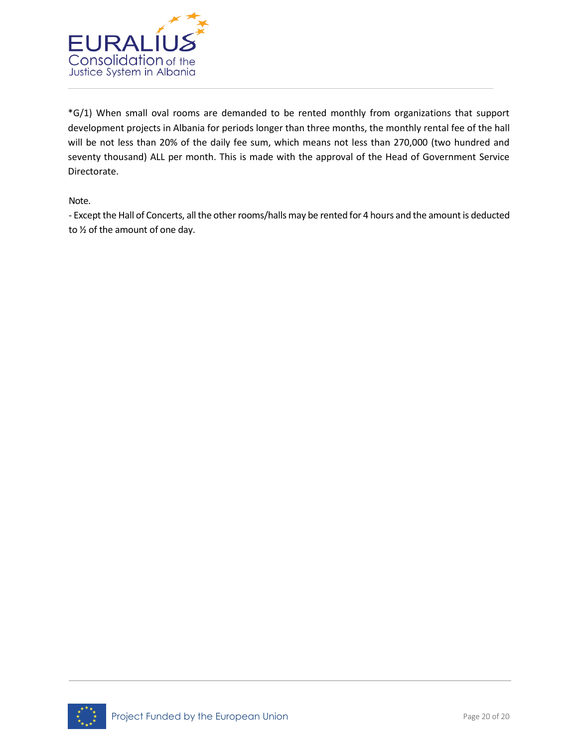*G/1) When small oval rooms are demanded to be rented monthly from organizations that support development projects in Albania for periods longer than three months, the monthly rental fee of the hall will be not less than 20% of the daily fee sum, which means not less than 270,000 (two hundred and seventy thousand) ALL per month. This is made with the approval of the Head of Government Service Directorate.

Note.

- Except the Hall of Concerts, all the other rooms/halls may be rented for 4 hours and the amount is deducted to ½ of the amount of one day.